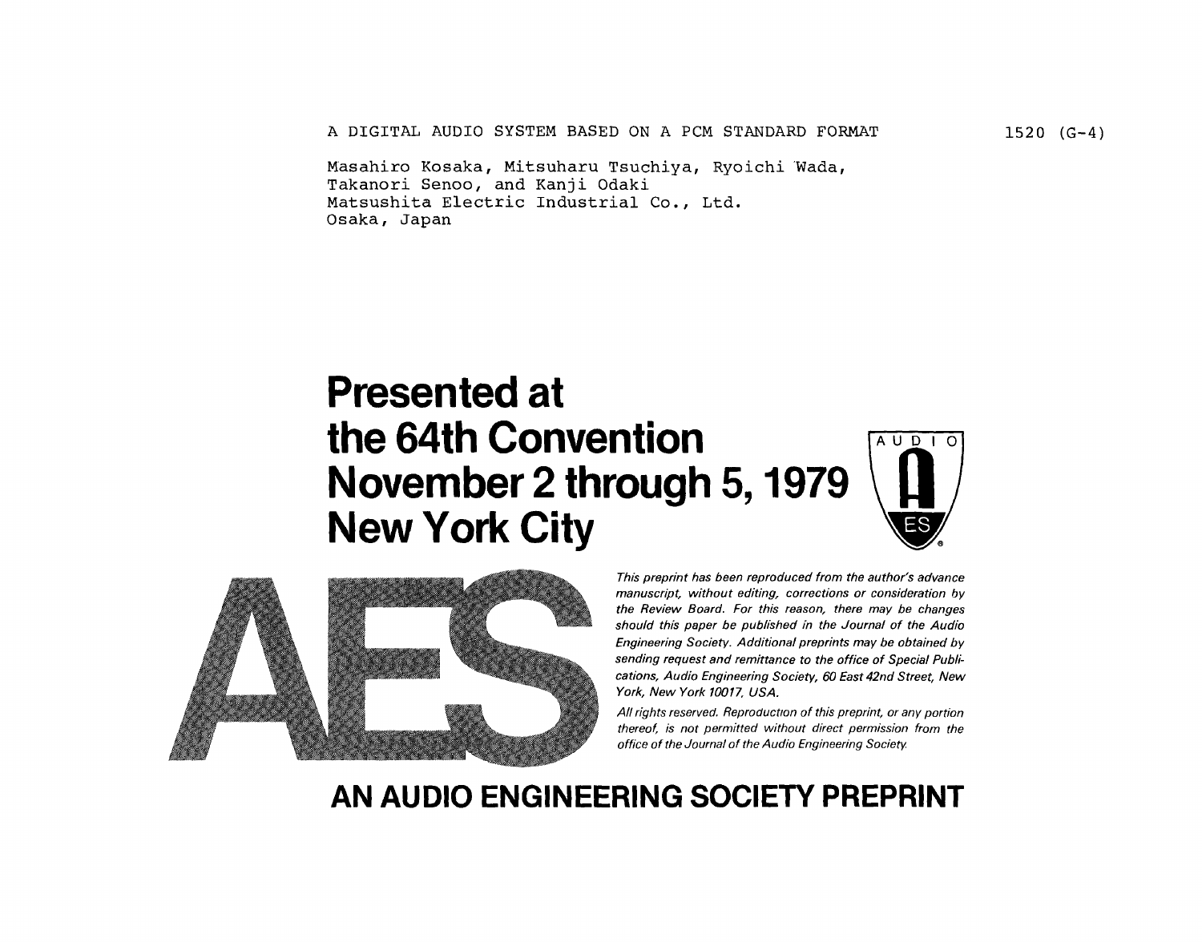A DIGITAL AUDIO SYSTEM BASED ON A PCM STANDARD FORMAT

1520 (G-4)

Masahiro Kosaka, Mitsuharu Tsuchiya, Ryoichi Wada,
Takanori Senoo, and Kanji Odaki
Matsushita Electric Industrial Co., Ltd.
Osaka, Japan

# Presented at the 64th Convention November 2 through 5, 1979 New York City

*This preprint has been reproduced from the author's advance manuscript, without editing, corrections or consideration by the Review Board. For this reason, there may be changes should this paper be published in the Journal of the Audio Engineering Society. Additional preprints may be obtained by sending request and remittance to the office of Special Publications, Audio Engineering Society, 60 East 42nd Street, New York, New York 10017, USA.*

*All rights reserved. Reproduction of this preprint, or any portion thereof, is not permitted without direct permission from the office of the Journal of the Audio Engineering Society.*

## AN AUDIO ENGINEERING SOCIETY PREPRINT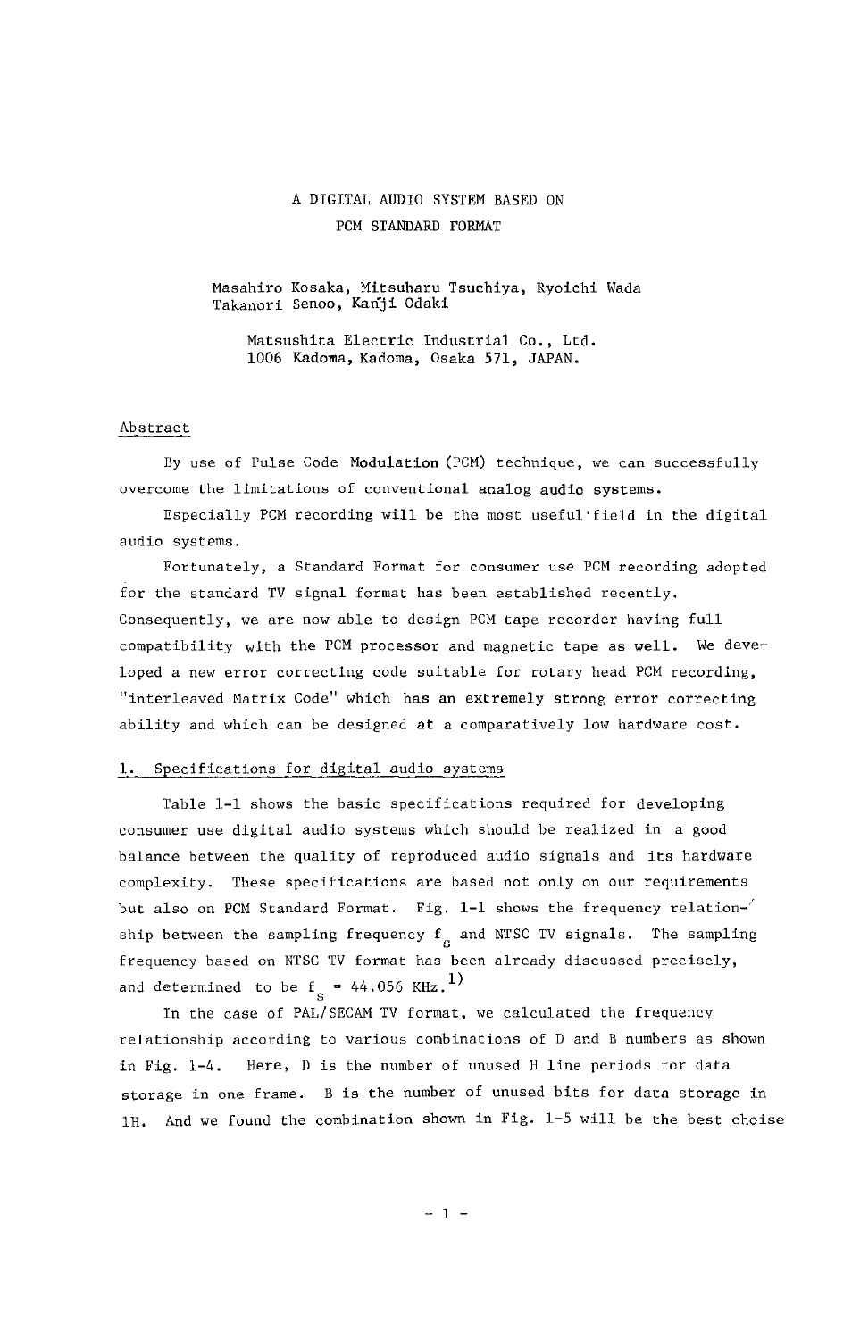# A DIGITAL AUDIO SYSTEM BASED ON PCM STANDARD FORMAT

Masahiro Kosaka, Mitsuharu Tsuchiya, Ryoichi Wada
Takanori Senoo, Kanji Odaki

Matsushita Electric Industrial Co., Ltd.
1006 Kadoma, Kadoma, Osaka 571, JAPAN.

## Abstract

By use of Pulse Code Modulation (PCM) technique, we can successfully overcome the limitations of conventional analog audio systems.

Especially PCM recording will be the most useful field in the digital audio systems.

Fortunately, a Standard Format for consumer use PCM recording adopted for the standard TV signal format has been established recently. Consequently, we are now able to design PCM tape recorder having full compatibility with the PCM processor and magnetic tape as well. We developed a new error correcting code suitable for rotary head PCM recording, "interleaved Matrix Code" which has an extremely strong error correcting ability and which can be designed at a comparatively low hardware cost.

## 1. Specifications for digital audio systems

Table 1-1 shows the basic specifications required for developing consumer use digital audio systems which should be realized in a good balance between the quality of reproduced audio signals and its hardware complexity. These specifications are based not only on our requirements but also on PCM Standard Format. Fig. 1-1 shows the frequency relationship between the sampling frequency $f_s$ and NTSC TV signals. The sampling frequency based on NTSC TV format has been already discussed precisely, and determined to be $f_s$ = 44.056 KHz.[1]

In the case of PAL/SECAM TV format, we calculated the frequency relationship according to various combinations of D and B numbers as shown in Fig. 1-4. Here, D is the number of unused H line periods for data storage in one frame. B is the number of unused bits for data storage in 1H. And we found the combination shown in Fig. 1-5 will be the best choise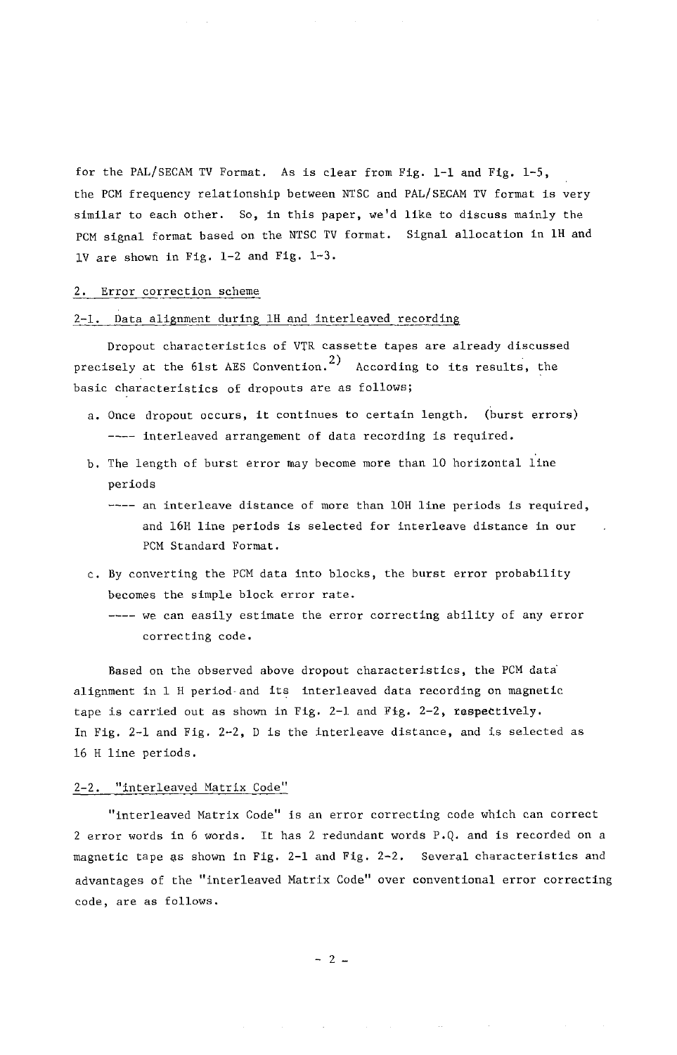for the PAL/SECAM TV Format. As is clear from Fig. 1-1 and Fig. 1-5, the PCM frequency relationship between NTSC and PAL/SECAM TV format is very similar to each other. So, in this paper, we'd like to discuss mainly the PCM signal format based on the NTSC TV format. Signal allocation in 1H and 1V are shown in Fig. 1-2 and Fig. 1-3.

## 2. Error correction scheme

### 2-1. Data alignment during 1H and interleaved recording

Dropout characteristics of VTR cassette tapes are already discussed precisely at the 61st AES Convention.[2] According to its results, the basic characteristics of dropouts are as follows;

a. Once dropout occurs, it continues to certain length. (burst errors)
   ---- interleaved arrangement of data recording is required.

b. The length of burst error may become more than 10 horizontal line periods
   ---- an interleave distance of more than 10H line periods is required, and 16H line periods is selected for interleave distance in our PCM Standard Format.

c. By converting the PCM data into blocks, the burst error probability becomes the simple block error rate.
   ---- we can easily estimate the error correcting ability of any error correcting code.

Based on the observed above dropout characteristics, the PCM data alignment in 1 H period and its interleaved data recording on magnetic tape is carried out as shown in Fig. 2-1 and Fig. 2-2, respectively. In Fig. 2-1 and Fig. 2-2, D is the interleave distance, and is selected as 16 H line periods.

### 2-2. "interleaved Matrix Code"

"interleaved Matrix Code" is an error correcting code which can correct 2 error words in 6 words. It has 2 redundant words P.Q. and is recorded on a magnetic tape as shown in Fig. 2-1 and Fig. 2-2. Several characteristics and advantages of the "interleaved Matrix Code" over conventional error correcting code, are as follows.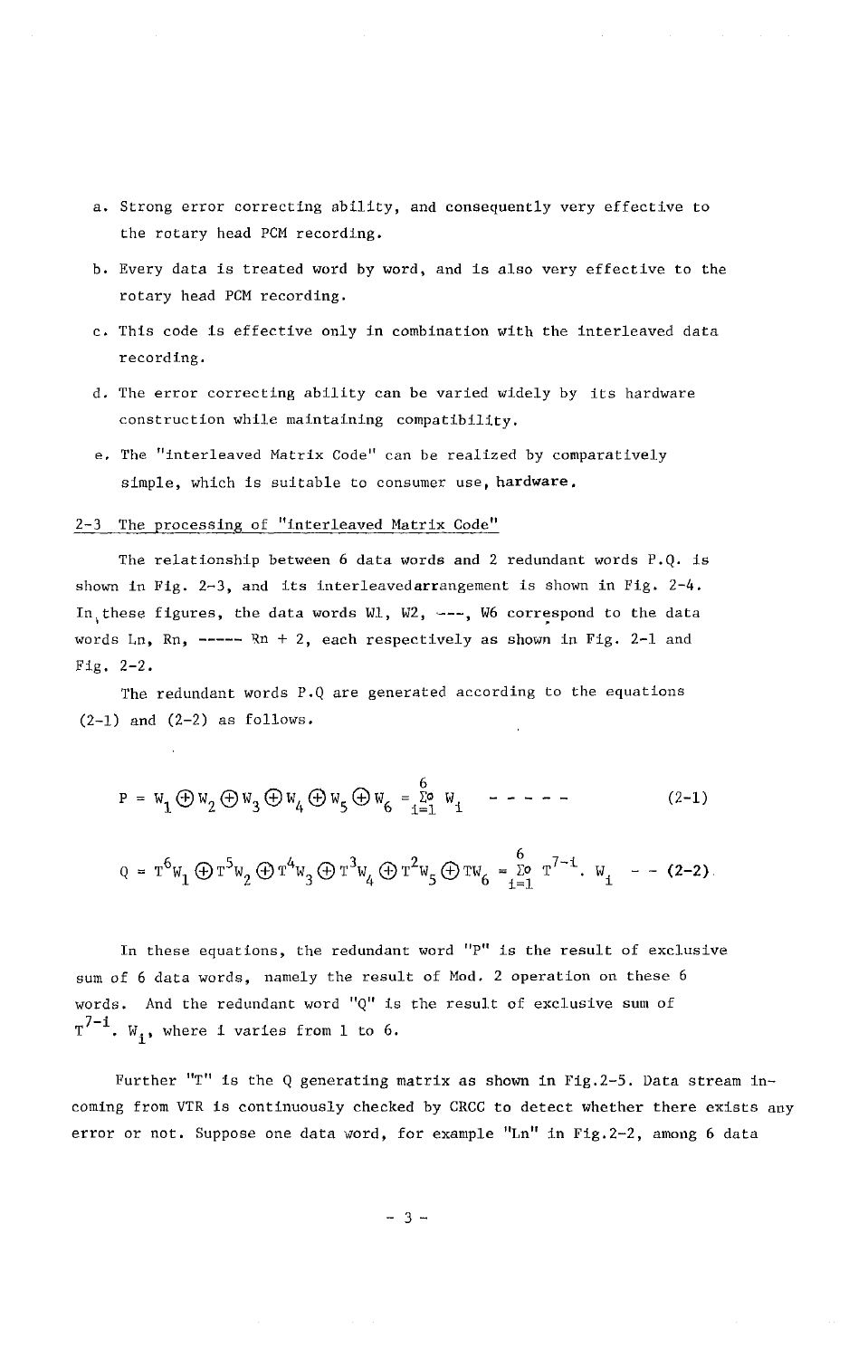a. Strong error correcting ability, and consequently very effective to the rotary head PCM recording.

b. Every data is treated word by word, and is also very effective to the rotary head PCM recording.

c. This code is effective only in combination with the interleaved data recording.

d. The error correcting ability can be varied widely by its hardware construction while maintaining compatibility.

e. The "interleaved Matrix Code" can be realized by comparatively simple, which is suitable to consumer use, hardware.

## 2-3 The processing of "Interleaved Matrix Code"

The relationship between 6 data words and 2 redundant words P.Q. is shown in Fig. 2-3, and its interleavedarrangement is shown in Fig. 2-4. In these figures, the data words W1, W2, ---, W6 correspond to the data words Ln, Rn, ----- Rn + 2, each respectively as shown in Fig. 2-1 and Fig. 2-2.

The redundant words P.Q are generated according to the equations (2-1) and (2-2) as follows.

$$P = W_1 \oplus W_2 \oplus W_3 \oplus W_4 \oplus W_5 \oplus W_6 = \sum_{i=1}^{6} \oplus \, W_i \quad \text{-----} \quad (2\text{-}1)$$

$$Q = T^6 W_1 \oplus T^5 W_2 \oplus T^4 W_3 \oplus T^3 W_4 \oplus T^2 W_5 \oplus T W_6 = \sum_{i=1}^{6} \oplus \, T^{7-i} \cdot W_i \quad \text{--} \quad (2\text{-}2)$$

In these equations, the redundant word "P" is the result of exclusive sum of 6 data words, namely the result of Mod. 2 operation on these 6 words. And the redundant word "Q" is the result of exclusive sum of $T^{7-i} \cdot W_i$, where i varies from 1 to 6.

Further "T" is the Q generating matrix as shown in Fig.2-5. Data stream incoming from VTR is continuously checked by CRCC to detect whether there exists any error or not. Suppose one data word, for example "Ln" in Fig.2-2, among 6 data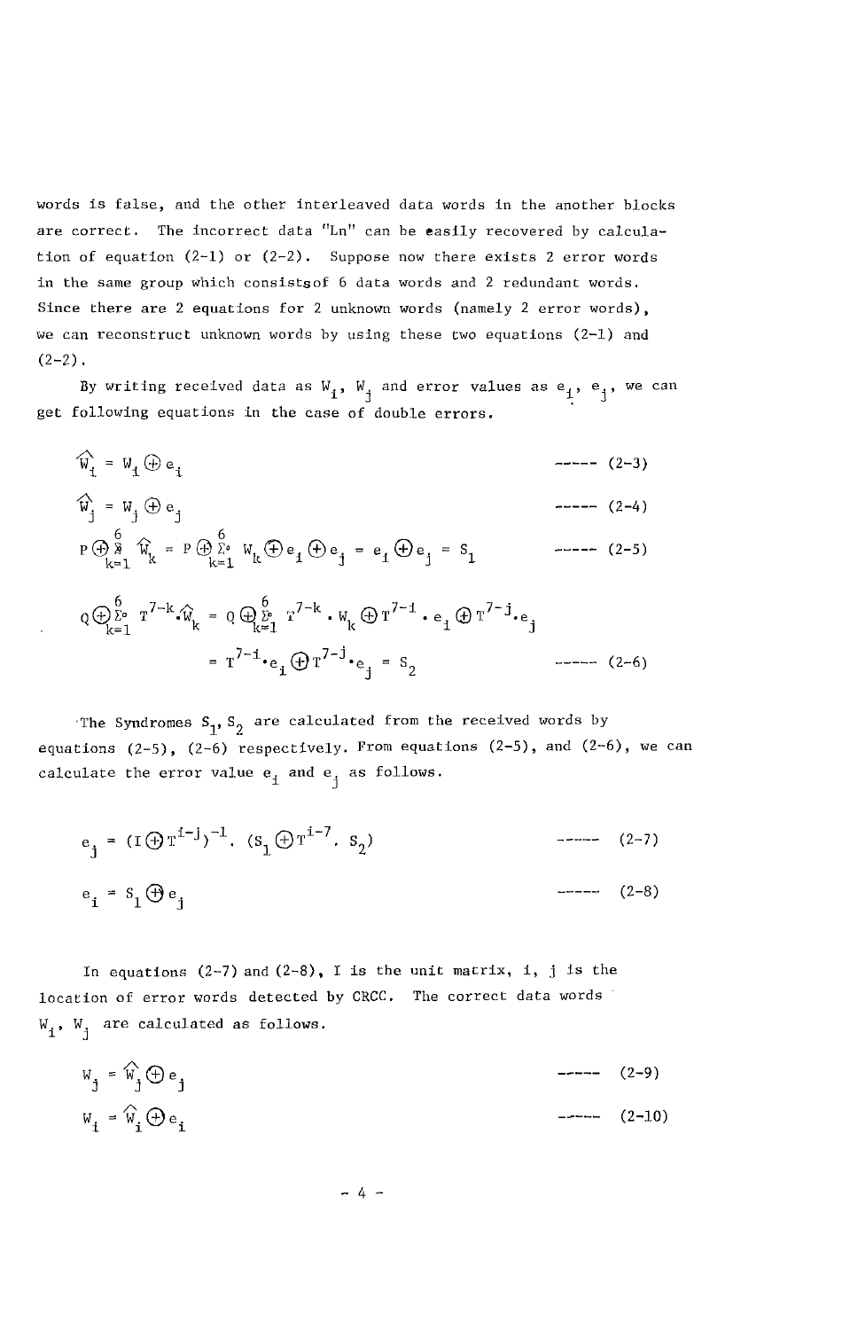words is false, and the other interleaved data words in the another blocks are correct. The incorrect data "Ln" can be easily recovered by calculation of equation (2-1) or (2-2). Suppose now there exists 2 error words in the same group which consistsof 6 data words and 2 redundant words. Since there are 2 equations for 2 unknown words (namely 2 error words), we can reconstruct unknown words by using these two equations (2-1) and (2-2).

By writing received data as $W_i$, $W_j$ and error values as $e_i$, $e_j$, we can get following equations in the case of double errors.

$$\hat{W}_i = W_i \oplus e_i \qquad \text{----- (2-3)}$$

$$\hat{W}_j = W_j \oplus e_j \qquad \text{----- (2-4)}$$

$$P \oplus \sum_{k=1}^{6} \hat{W}_k = P \oplus \sum_{k=1}^{6} W_k \oplus e_i \oplus e_j = e_i \oplus e_j = S_1 \qquad \text{----- (2-5)}$$

$$Q \oplus \sum_{k=1}^{6} T^{7-k} \cdot \hat{W}_k = Q \oplus \sum_{k=1}^{6} T^{7-k} \cdot W_k \oplus T^{7-i} \cdot e_i \oplus T^{7-j} \cdot e_j$$

$$= T^{7-i} \cdot e_i \oplus T^{7-j} \cdot e_j = S_2 \qquad \text{----- (2-6)}$$

The Syndromes $S_1$, $S_2$ are calculated from the received words by equations (2-5), (2-6) respectively. From equations (2-5), and (2-6), we can calculate the error value $e_i$ and $e_j$ as follows.

$$e_j = (I \oplus T^{i-j})^{-1} \cdot (S_1 \oplus T^{i-7} \cdot S_2) \qquad \text{----- (2-7)}$$

$$e_i = S_1 \oplus e_j \qquad \text{----- (2-8)}$$

In equations (2-7) and (2-8), I is the unit matrix, i, j is the location of error words detected by CRCC. The correct data words $W_i$, $W_j$ are calculated as follows.

$$W_j = \hat{W}_j \oplus e_j \qquad \text{----- (2-9)}$$

$$W_i = \hat{W}_i \oplus e_i \qquad \text{----- (2-10)}$$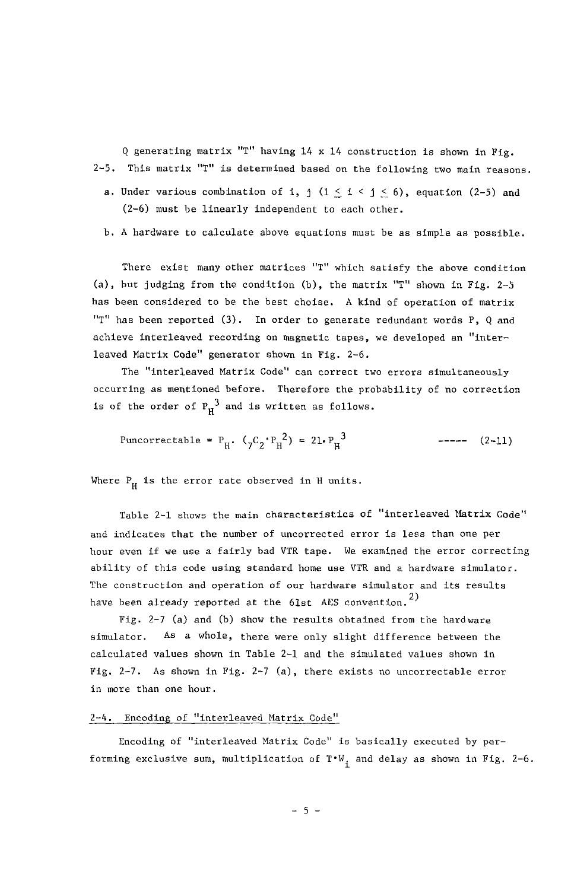Q generating matrix "T" having 14 x 14 construction is shown in Fig. 2-5. This matrix "T" is determined based on the following two main reasons.

a. Under various combination of i, j ($1 \leq i < j \leq 6$), equation (2-5) and (2-6) must be linearly independent to each other.

b. A hardware to calculate above equations must be as simple as possible.

There exist many other matrices "T" which satisfy the above condition (a), but judging from the condition (b), the matrix "T" shown in Fig. 2-5 has been considered to be the best choise. A kind of operation of matrix "T" has been reported (3). In order to generate redundant words P, Q and achieve interleaved recording on magnetic tapes, we developed an "Interleaved Matrix Code" generator shown in Fig. 2-6.

The "Interleaved Matrix Code" can correct two errors simultaneously occurring as mentioned before. Therefore the probability of no correction is of the order of $P_H^3$ and is written as follows.

$$P_{uncorrectable} = P_H \cdot ({}_7C_2 \cdot P_H^2) = 21 \cdot P_H^3 \qquad \text{----- (2-11)}$$

Where $P_H$ is the error rate observed in H units.

Table 2-1 shows the main characteristics of "Interleaved Matrix Code" and indicates that the number of uncorrected error is less than one per hour even if we use a fairly bad VTR tape. We examined the error correcting ability of this code using standard home use VTR and a hardware simulator. The construction and operation of our hardware simulator and its results have been already reported at the 61st AES convention.[2)]

Fig. 2-7 (a) and (b) show the results obtained from the hardware simulator. As a whole, there were only slight difference between the calculated values shown in Table 2-1 and the simulated values shown in Fig. 2-7. As shown in Fig. 2-7 (a), there exists no uncorrectable error in more than one hour.

## 2-4. Encoding of "Interleaved Matrix Code"

Encoding of "Interleaved Matrix Code" is basically executed by performing exclusive sum, multiplication of $T \cdot W_i$ and delay as shown in Fig. 2-6.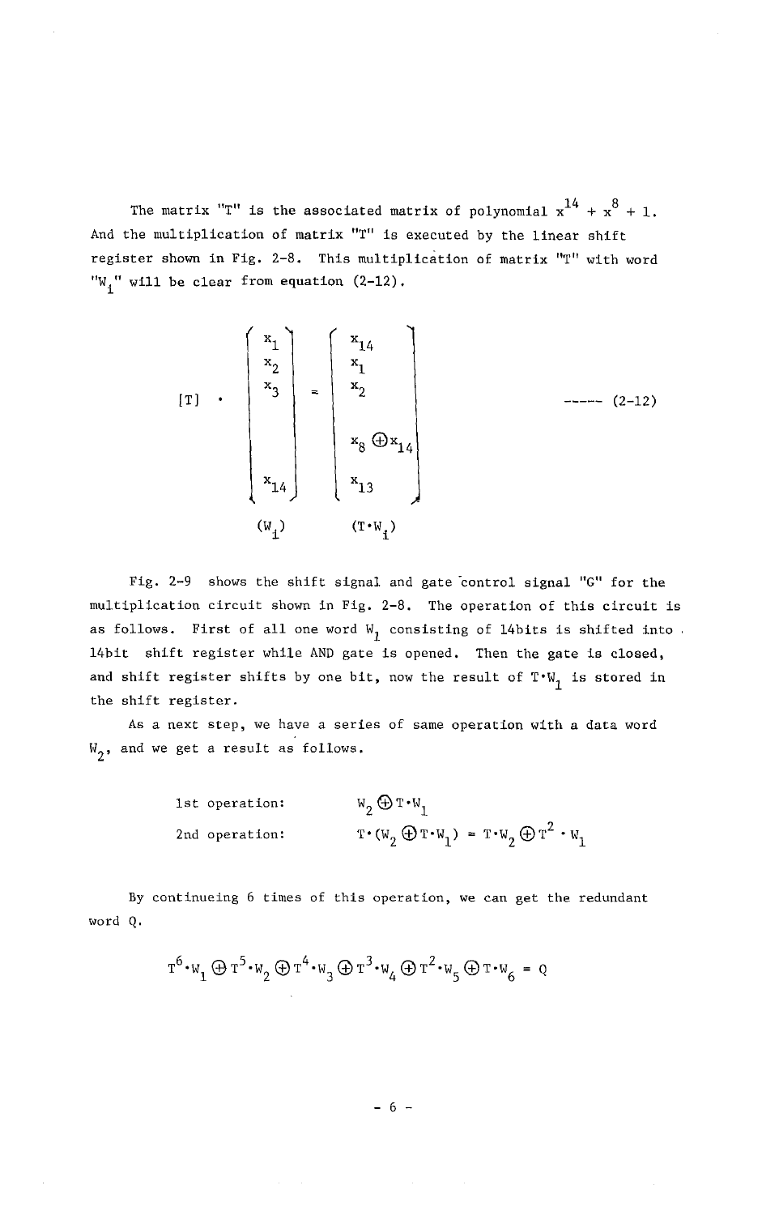The matrix "T" is the associated matrix of polynomial $x^{14} + x^8 + 1$. And the multiplication of matrix "T" is executed by the linear shift register shown in Fig. 2-8. This multiplication of matrix "T" with word "$W_i$" will be clear from equation (2-12).

$$[T] \cdot \begin{pmatrix} x_1 \\ x_2 \\ x_3 \\ \\ \\ x_{14} \end{pmatrix} = \begin{pmatrix} x_{14} \\ x_1 \\ x_2 \\ \\ x_8 \oplus x_{14} \\ x_{13} \end{pmatrix} \qquad \text{----- (2-12)}$$

$$(W_i) \qquad\qquad (T \cdot W_i)$$

Fig. 2-9 shows the shift signal and gate control signal "G" for the multiplication circuit shown in Fig. 2-8. The operation of this circuit is as follows. First of all one word $W_1$ consisting of 14bits is shifted into 14bit shift register while AND gate is opened. Then the gate is closed, and shift register shifts by one bit, now the result of $T \cdot W_1$ is stored in the shift register.

As a next step, we have a series of same operation with a data word $W_2$, and we get a result as follows.

1st operation: $W_2 \oplus T \cdot W_1$

2nd operation: $T \cdot (W_2 \oplus T \cdot W_1) = T \cdot W_2 \oplus T^2 \cdot W_1$

By continueing 6 times of this operation, we can get the redundant word Q.

$$T^6 \cdot W_1 \oplus T^5 \cdot W_2 \oplus T^4 \cdot W_3 \oplus T^3 \cdot W_4 \oplus T^2 \cdot W_5 \oplus T \cdot W_6 = Q$$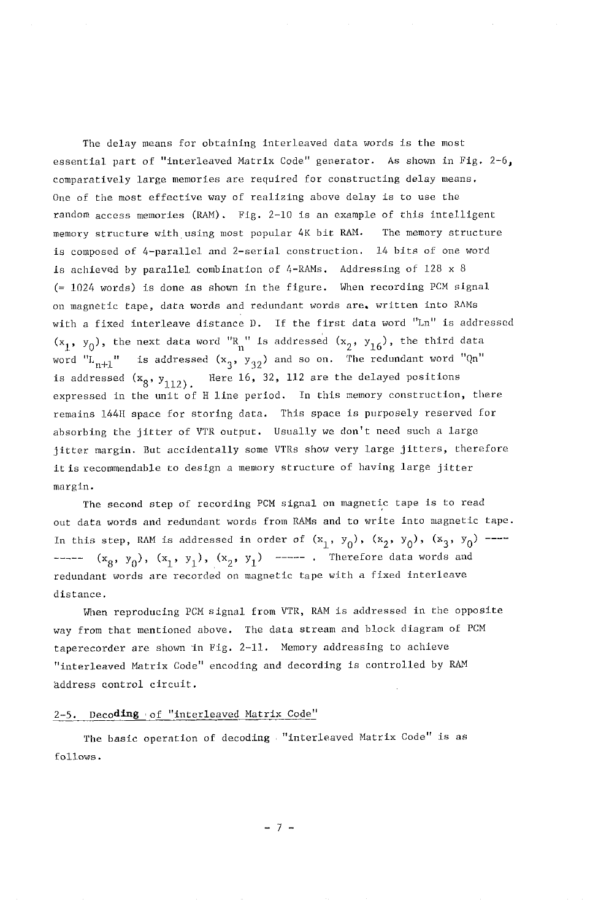The delay means for obtaining interleaved data words is the most essential part of "interleaved Matrix Code" generator. As shown in Fig. 2-6, comparatively large memories are required for constructing delay means. One of the most effective way of realizing above delay is to use the random access memories (RAM). Fig. 2-10 is an example of this intelligent memory structure with using most popular 4K bit RAM. The memory structure is composed of 4-parallel and 2-serial construction. 14 bits of one word is achieved by parallel combination of 4-RAMs. Addressing of 128 x 8 (= 1024 words) is done as shown in the figure. When recording PCM signal on magnetic tape, data words and redundant words are written into RAMs with a fixed interleave distance D. If the first data word "Ln" is addressed $(x_1, y_0)$, the next data word "$R_n$" is addressed $(x_2, y_{16})$, the third data word "$L_{n+1}$" is addressed $(x_3, y_{32})$ and so on. The redundant word "Qn" is addressed $(x_8, y_{112})$. Here 16, 32, 112 are the delayed positions expressed in the unit of H line period. In this memory construction, there remains 144H space for storing data. This space is purposely reserved for absorbing the jitter of VTR output. Usually we don't need such a large jitter margin. But accidentally some VTRs show very large jitters, therefore it is recommendable to design a memory structure of having large jitter margin.

The second step of recording PCM signal on magnetic tape is to read out data words and redundant words from RAMs and to write into magnetic tape. In this step, RAM is addressed in order of $(x_1, y_0)$, $(x_2, y_0)$, $(x_3, y_0)$ ---- ----- $(x_8, y_0)$, $(x_1, y_1)$, $(x_2, y_1)$ ----- . Therefore data words and redundant words are recorded on magnetic tape with a fixed interleave distance.

When reproducing PCM signal from VTR, RAM is addressed in the opposite way from that mentioned above. The data stream and block diagram of PCM taperecorder are shown in Fig. 2-11. Memory addressing to achieve "interleaved Matrix Code" encoding and decording is controlled by RAM address control circuit.

## 2-5. Decoding of "interleaved Matrix Code"

The basic operation of decoding "interleaved Matrix Code" is as follows.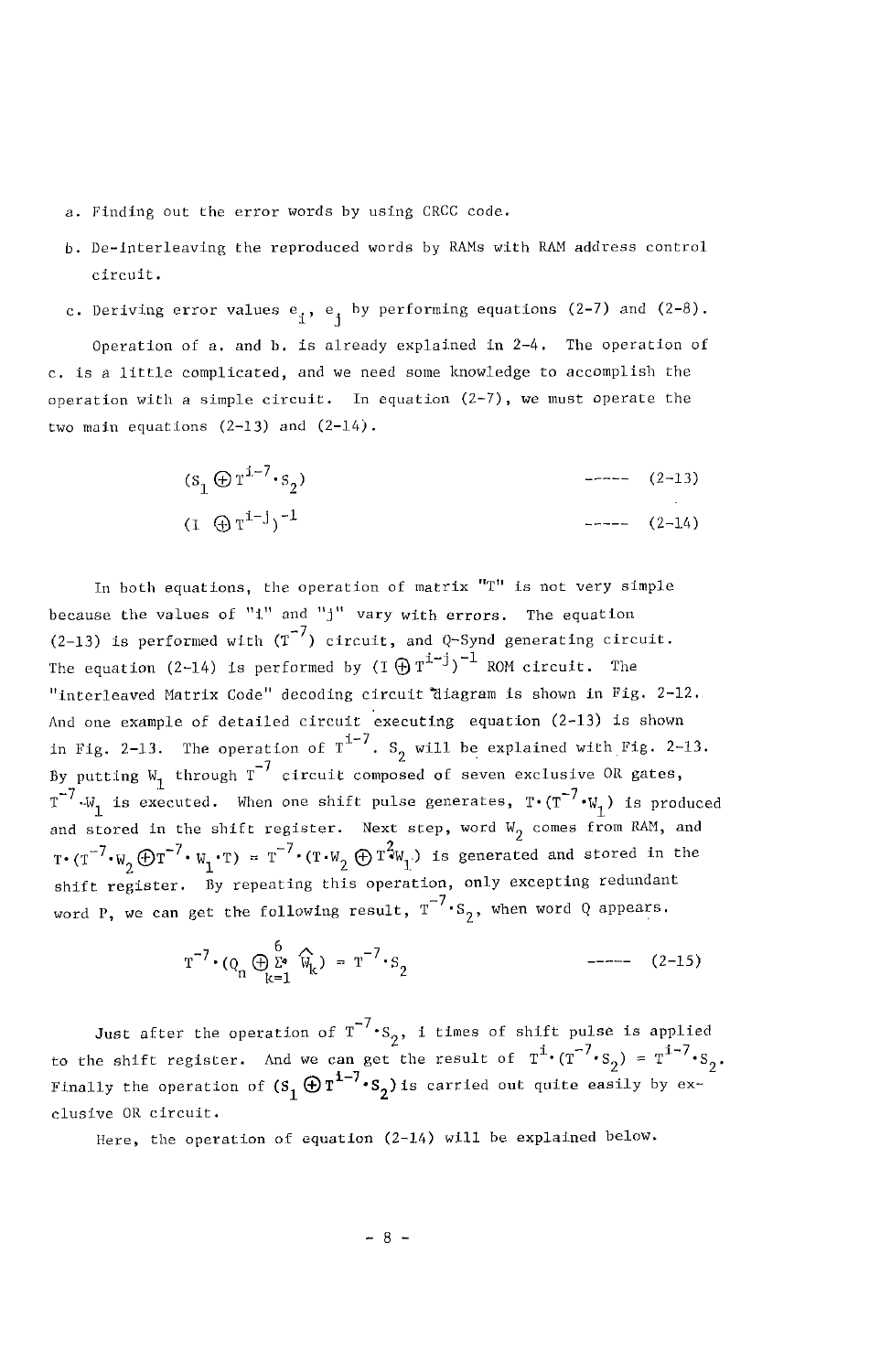a. Finding out the error words by using CRCC code.

b. De-interleaving the reproduced words by RAMs with RAM address control circuit.

c. Deriving error values $e_i$, $e_j$ by performing equations (2-7) and (2-8).

Operation of a. and b. is already explained in 2-4. The operation of c. is a little complicated, and we need some knowledge to accomplish the operation with a simple circuit. In equation (2-7), we must operate the two main equations (2-13) and (2-14).

$$(S_1 \oplus T^{i-7} \cdot S_2) \qquad \text{----- (2-13)}$$

$$(I \oplus T^{i-j})^{-1} \qquad \text{----- (2-14)}$$

In both equations, the operation of matrix "T" is not very simple because the values of "i" and "j" vary with errors. The equation (2-13) is performed with ($T^{-7}$) circuit, and Q-Synd generating circuit. The equation (2-14) is performed by $(I \oplus T^{i-j})^{-1}$ ROM circuit. The "Interleaved Matrix Code" decoding circuit diagram is shown in Fig. 2-12. And one example of detailed circuit executing equation (2-13) is shown in Fig. 2-13. The operation of $T^{i-7} \cdot S_2$ will be explained with Fig. 2-13. By putting $W_1$ through $T^{-7}$ circuit composed of seven exclusive OR gates, $T^{-7} \cdot W_1$ is executed. When one shift pulse generates, $T \cdot (T^{-7} \cdot W_1)$ is produced and stored in the shift register. Next step, word $W_2$ comes from RAM, and $T \cdot (T^{-7} \cdot W_2 \oplus T^{-7} \cdot W_1 \cdot T) = T^{-7} \cdot (T \cdot W_2 \oplus T^2 \cdot W_1)$ is generated and stored in the shift register. By repeating this operation, only excepting redundant word P, we can get the following result, $T^{-7} \cdot S_2$, when word Q appears.

$$T^{-7} \cdot (Q_n \oplus \sum_{k=1}^{6} \hat{W}_k) = T^{-7} \cdot S_2 \qquad \text{----- (2-15)}$$

Just after the operation of $T^{-7} \cdot S_2$, i times of shift pulse is applied to the shift register. And we can get the result of $T^i \cdot (T^{-7} \cdot S_2) = T^{i-7} \cdot S_2$. Finally the operation of $(S_1 \oplus T^{i-7} \cdot S_2)$ is carried out quite easily by exclusive OR circuit.

Here, the operation of equation (2-14) will be explained below.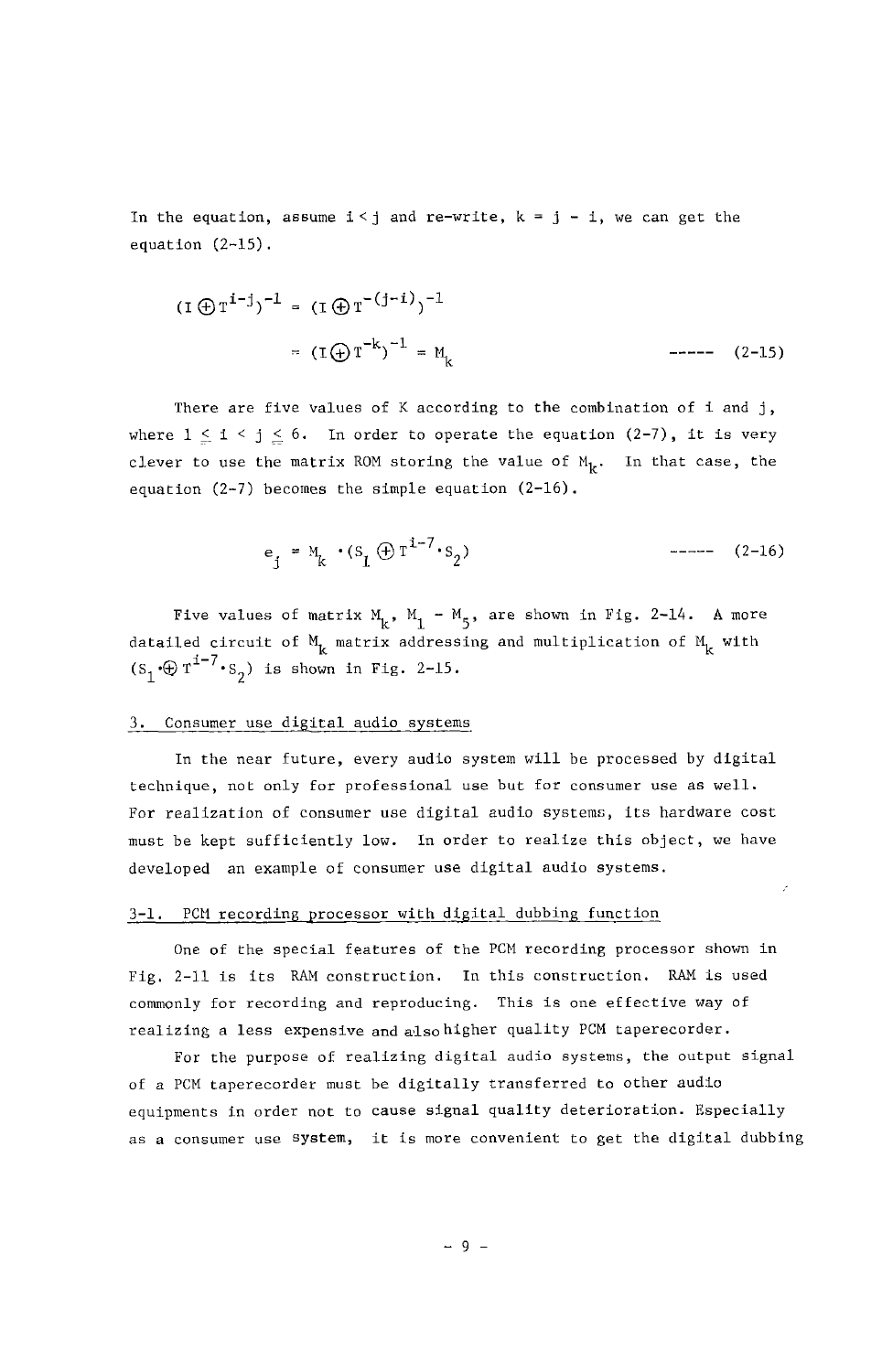In the equation, assume $i < j$ and re-write, $k = j - i$, we can get the equation (2-15).

$$(I \oplus T^{i-j})^{-1} = (I \oplus T^{-(j-i)})^{-1}$$

$$= (I \oplus T^{-k})^{-1} = M_k \qquad \text{----- (2-15)}$$

There are five values of K according to the combination of i and j, where $1 \leq i < j \leq 6$. In order to operate the equation (2-7), it is very clever to use the matrix ROM storing the value of $M_k$. In that case, the equation (2-7) becomes the simple equation (2-16).

$$e_j = M_k \cdot (S_1 \oplus T^{i-7} \cdot S_2) \qquad \text{----- (2-16)}$$

Five values of matrix $M_k$, $M_1 - M_5$, are shown in Fig. 2-14. A more datailed circuit of $M_k$ matrix addressing and multiplication of $M_k$ with $(S_1 \cdot \oplus T^{i-7} \cdot S_2)$ is shown in Fig. 2-15.

## 3. Consumer use digital audio systems

In the near future, every audio system will be processed by digital technique, not only for professional use but for consumer use as well. For realization of consumer use digital audio systems, its hardware cost must be kept sufficiently low. In order to realize this object, we have developed an example of consumer use digital audio systems.

### 3-1. PCM recording processor with digital dubbing function

One of the special features of the PCM recording processor shown in Fig. 2-11 is its RAM construction. In this construction. RAM is used commonly for recording and reproducing. This is one effective way of realizing a less expensive and also higher quality PCM taperecorder.

For the purpose of realizing digital audio systems, the output signal of a PCM taperecorder must be digitally transferred to other audio equipments in order not to cause signal quality deterioration. Especially as a consumer use system, it is more convenient to get the digital dubbing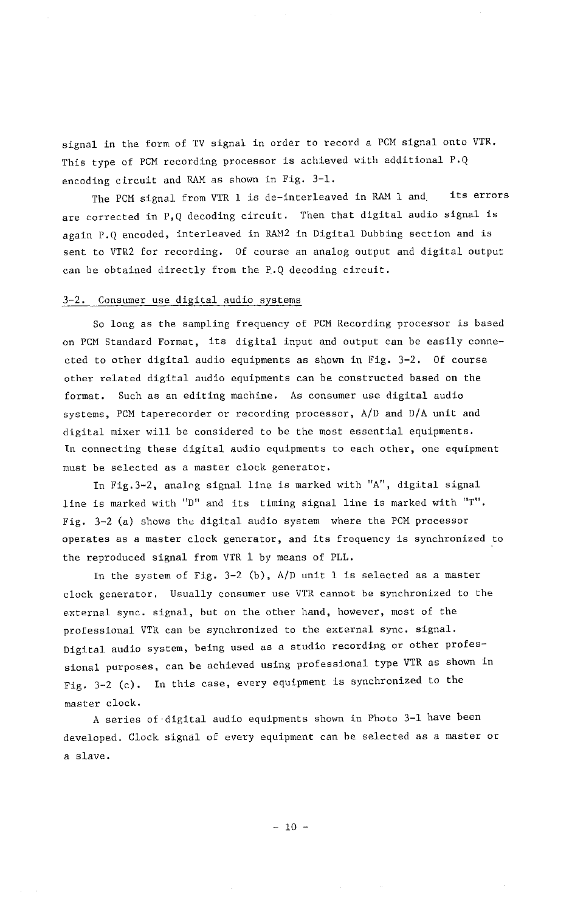signal in the form of TV signal in order to record a PCM signal onto VTR. This type of PCM recording processor is achieved with additional P.Q encoding circuit and RAM as shown in Fig. 3-1.

The PCM signal from VTR 1 is de-interleaved in RAM 1 and its errors are corrected in P,Q decoding circuit. Then that digital audio signal is again P.Q encoded, interleaved in RAM2 in Digital Dubbing section and is sent to VTR2 for recording. Of course an analog output and digital output can be obtained directly from the P.Q decoding circuit.

## 3-2. Consumer use digital audio systems

So long as the sampling frequency of PCM Recording processor is based on PCM Standard Format, its digital input and output can be easily connected to other digital audio equipments as shown in Fig. 3-2. Of course other related digital audio equipments can be constructed based on the format. Such as an editing machine. As consumer use digital audio systems, PCM taperecorder or recording processor, A/D and D/A unit and digital mixer will be considered to be the most essential equipments. In connecting these digital audio equipments to each other, one equipment must be selected as a master clock generator.

In Fig.3-2, analog signal line is marked with "A", digital signal line is marked with "D" and its timing signal line is marked with "T". Fig. 3-2 (a) shows the digital audio system where the PCM processor operates as a master clock generator, and its frequency is synchronized to the reproduced signal from VTR 1 by means of PLL.

In the system of Fig. 3-2 (b), A/D unit 1 is selected as a master clock generator. Usually consumer use VTR cannot be synchronized to the external sync. signal, but on the other hand, however, most of the professional VTR can be synchronized to the external sync. signal. Digital audio system, being used as a studio recording or other professional purposes, can be achieved using professional type VTR as shown in Fig. 3-2 (c). In this case, every equipment is synchronized to the master clock.

A series of digital audio equipments shown in Photo 3-1 have been developed. Clock signal of every equipment can be selected as a master or a slave.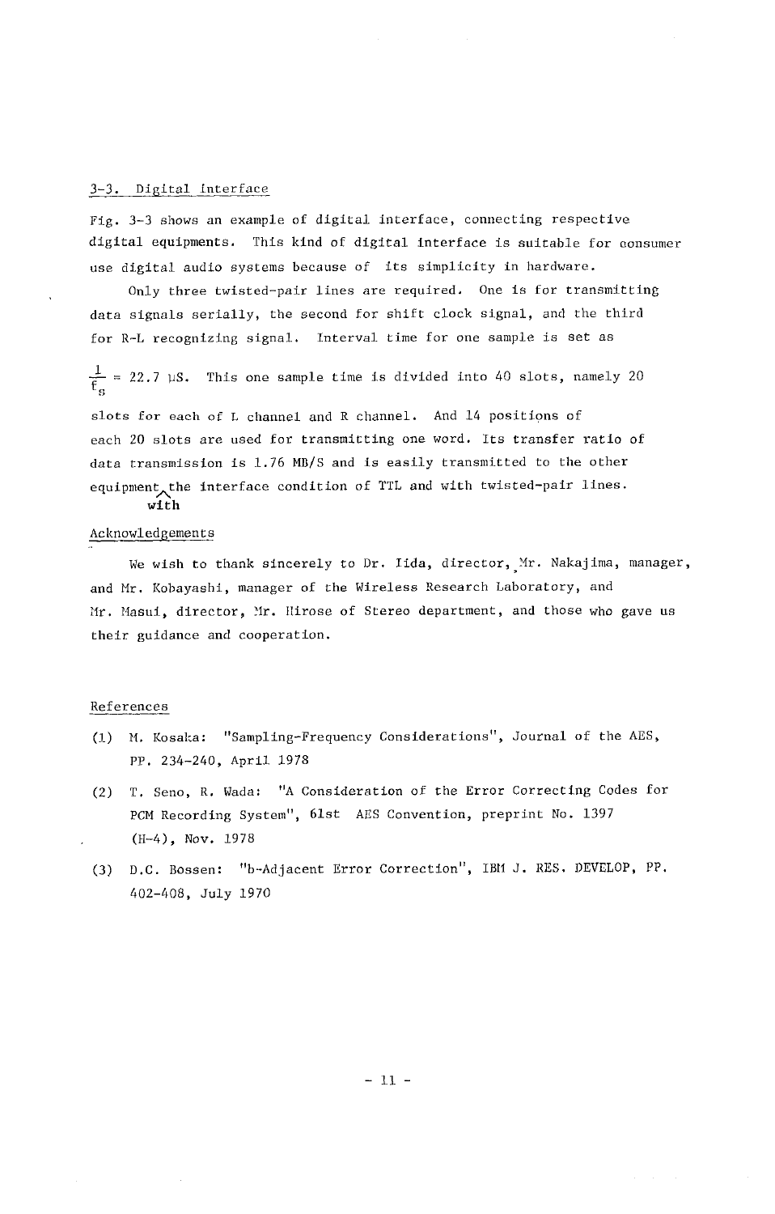### 3-3. Digital Interface

Fig. 3-3 shows an example of digital interface, connecting respective digital equipments. This kind of digital interface is suitable for consumer use digital audio systems because of its simplicity in hardware.

Only three twisted-pair lines are required. One is for transmitting data signals serially, the second for shift clock signal, and the third for R-L recognizing signal. Interval time for one sample is set as $\frac{1}{f_s} = 22.7\ \mu S$. This one sample time is divided into 40 slots, namely 20 slots for each of L channel and R channel. And 14 positions of each 20 slots are used for transmitting one word. Its transfer ratio of data transmission is 1.76 MB/S and is easily transmitted to the other equipment with the interface condition of TTL and with twisted-pair lines.

### Acknowledgements

We wish to thank sincerely to Dr. Iida, director, Mr. Nakajima, manager, and Mr. Kobayashi, manager of the Wireless Research Laboratory, and Mr. Masui, director, Mr. Hirose of Stereo department, and those who gave us their guidance and cooperation.

### References

(1) M. Kosaka: "Sampling-Frequency Considerations", Journal of the AES, PP. 234-240, April 1978

(2) T. Seno, R. Wada: "A Consideration of the Error Correcting Codes for PCM Recording System", 61st AES Convention, preprint No. 1397 (H-4), Nov. 1978

(3) D.C. Bossen: "b-Adjacent Error Correction", IBM J. RES. DEVELOP, PP. 402-408, July 1970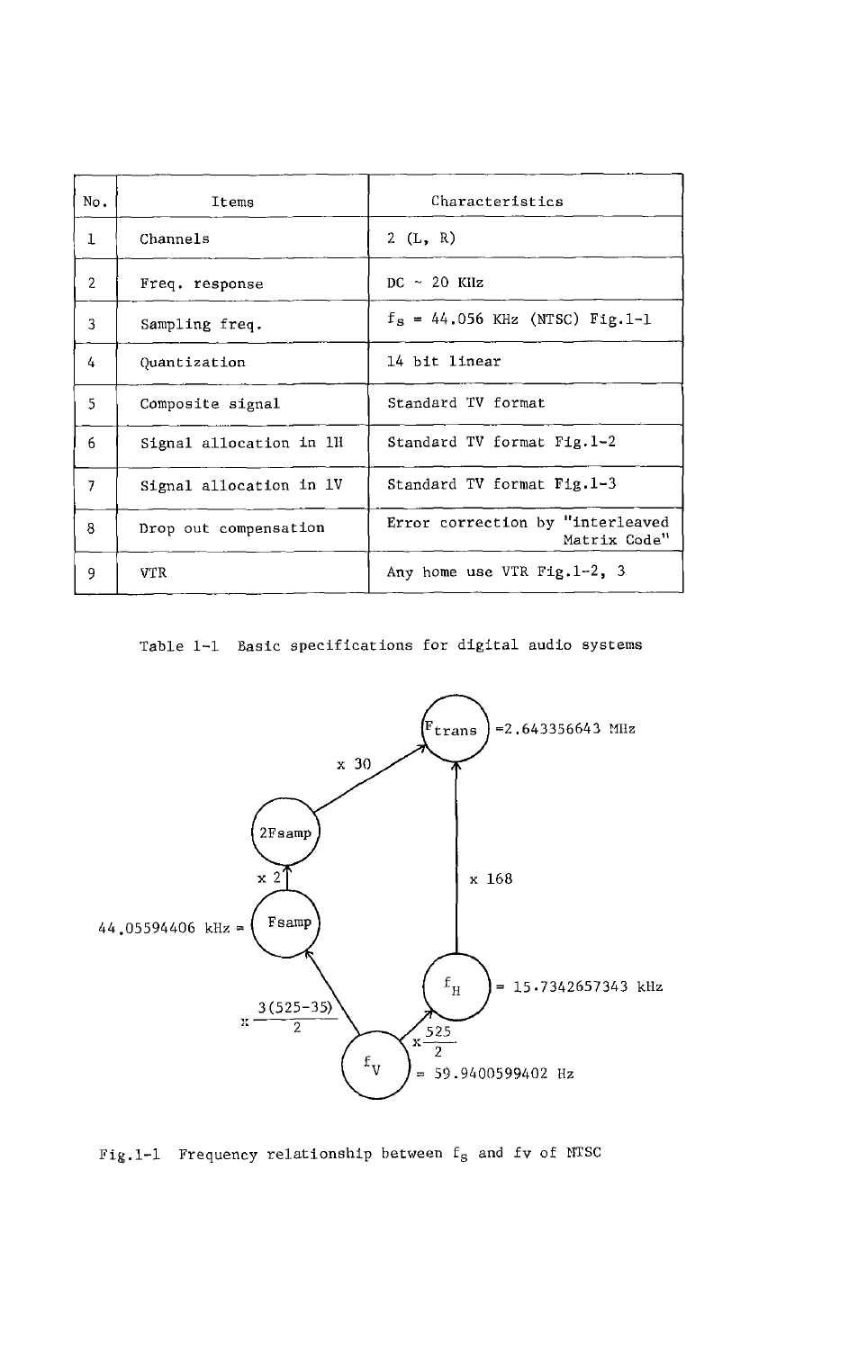| No. | Items | Characteristics |
|---|---|---|
| 1 | Channels | 2 (L, R) |
| 2 | Freq. response | DC ~ 20 KHz |
| 3 | Sampling freq. | $f_s$ = 44.056 KHz (NTSC) Fig.1-1 |
| 4 | Quantization | 14 bit linear |
| 5 | Composite signal | Standard TV format |
| 6 | Signal allocation in 1H | Standard TV format Fig.1-2 |
| 7 | Signal allocation in 1V | Standard TV format Fig.1-3 |
| 8 | Drop out compensation | Error correction by "interleaved Matrix Code" |
| 9 | VTR | Any home use VTR Fig.1-2, 3 |

Table 1-1 Basic specifications for digital audio systems

$F_{trans}$ =2.643356643 MHz

x 30

2Fsamp

x 2

x 168

44.05594406 kHz = Fsamp

$f_H$ = 15.7342657343 kHz

$x\frac{3(525-35)}{2}$

$x\frac{525}{2}$

$f_V$ = 59.9400599402 Hz

Fig.1-1 Frequency relationship between $f_s$ and fv of NTSC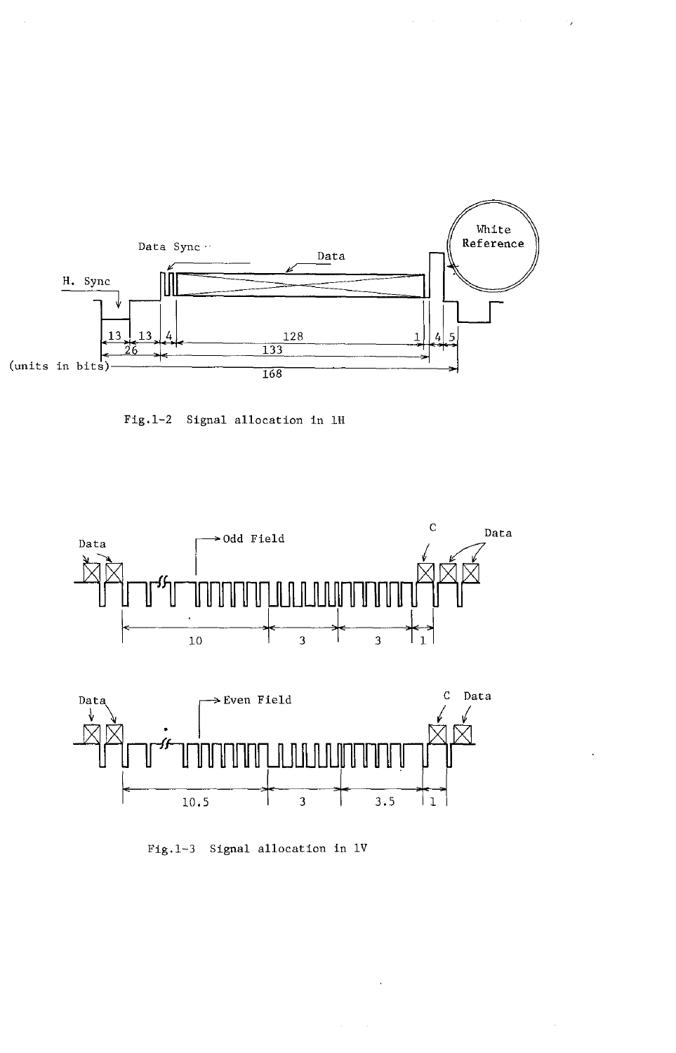White Reference

Data Sync

Data

H. Sync

13 13 4 128 1 4 5

26 133

(units in bits)

168

Fig.1-2 Signal allocation in 1H

Data

Odd Field

C

Data

10 3 3 1

Data

Even Field

C Data

10.5 3 3.5 1

Fig.1-3 Signal allocation in 1V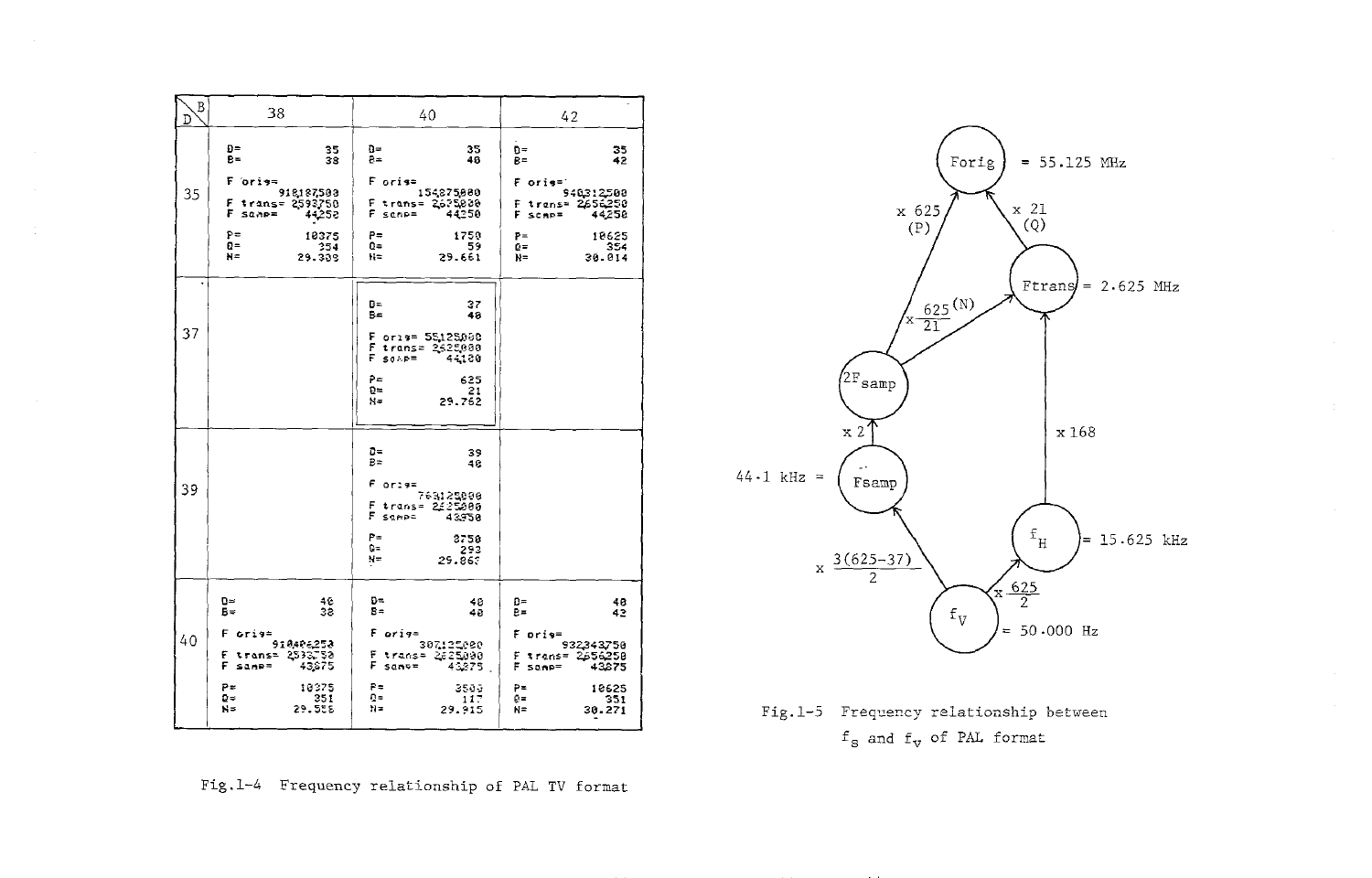| D \ B | 38 | 40 | 42 |
|---|---|---|---|
| 35 | D= 35; B= 38; F orig= 918187500; F trans= 2593750; F samp= 44250; P= 10375; Q= 354; N= 29.309 | D= 35; B= 40; F orig= 154875000; F trans= 2625000; F samp= 44250; P= 1750; Q= 59; N= 29.661 | D= 35; B= 42; F orig= 940312500; F trans= 2656250; F samp= 44250; P= 10625; Q= 354; N= 30.014 |
| 37 | | D= 37; B= 40; F orig= 55125000; F trans= 2625000; F samp= 44100; P= 625; Q= 21; N= 29.762 | |
| 39 | | D= 39; B= 40; F orig= 769125000; F trans= 2625000; F samp= 43950; P= 8750; Q= 293; N= 29.867 | |
| 40 | D= 40; B= 38; F orig= 910406250; F trans= 2593750; F samp= 43875; P= 10375; Q= 351; N= 29.558 | D= 40; B= 40; F orig= 307125000; F trans= 2625000; F samp= 43875; P= 3500; Q= 117; N= 29.915 | D= 40; B= 42; F orig= 932343750; F trans= 2656250; F samp= 43875; P= 10625; Q= 351; N= 30.271 |

Fig.1-4 Frequency relationship of PAL TV format

Forig = 55.125 MHz

x 625 (P)

x 21 (Q)

Ftrans = 2.625 MHz

$x \frac{625}{21}$ (N)

$2F_{samp}$

x 2

44.1 kHz = Fsamp

x 168

$f_H$ = 15.625 kHz

$x \frac{3(625-37)}{2}$

$x \frac{625}{2}$

$f_V$ = 50.000 Hz

Fig.1-5 Frequency relationship between $f_s$ and $f_v$ of PAL format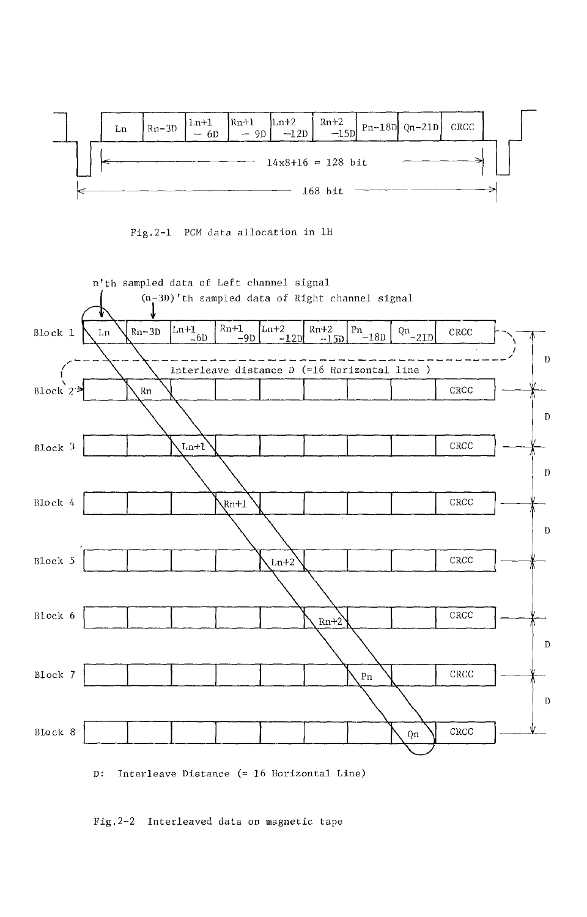| Ln | Rn-3D | Ln+1 − 6D | Rn+1 − 9D | Ln+2 −12D | Rn+2 −15D | Pn-18D | Qn-21D | CRCC |
|---|---|---|---|---|---|---|---|---|

14x8+16 = 128 bit

168 bit

Fig.2-1 PCM data allocation in 1H

n'th sampled data of Left channel signal

(n-3D)'th sampled data of Right channel signal

Block 1: Ln | Rn-3D | Ln+1 -6D | Rn+1 -9D | Ln+2 -12D | Rn+2 -15D | Pn -18D | Qn -21D | CRCC

Interleave distance D (=16 Horizontal line)

Block 2: Rn | CRCC

Block 3: Ln+1 | CRCC

Block 4: Rn+1 | CRCC

Block 5: Ln+2 | CRCC

Block 6: Rn+2 | CRCC

Block 7: Pn | CRCC

Block 8: Qn | CRCC

D D D D D D D

D: Interleave Distance (= 16 Horizontal Line)

Fig.2-2 Interleaved data on magnetic tape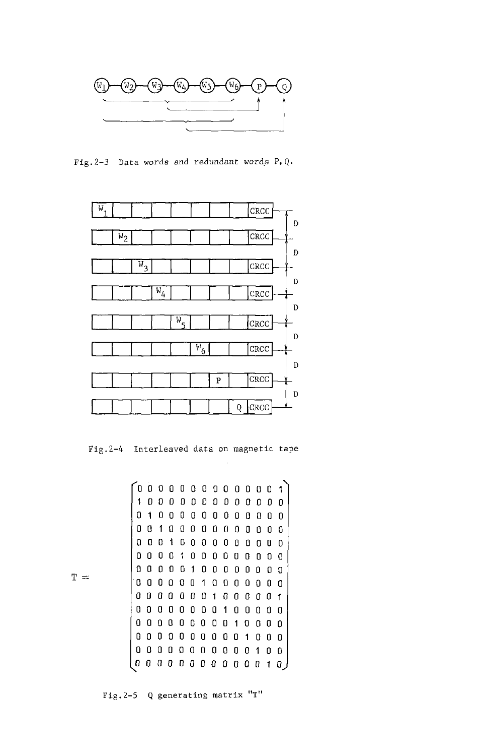$W_1$ $W_2$ $W_3$ $W_4$ $W_5$ $W_6$ P Q

Fig.2-3 Data words and redundant words P, Q.

$W_1$ CRCC

D

$W_2$ CRCC

D

$W_3$ CRCC

D

$W_4$ CRCC

D

$W_5$ CRCC

D

$W_6$ CRCC

D

P CRCC

D

Q CRCC

Fig.2-4 Interleaved data on magnetic tape

$$
T = \begin{pmatrix}
0&0&0&0&0&0&0&0&0&0&0&0&0&1\\
1&0&0&0&0&0&0&0&0&0&0&0&0&0\\
0&1&0&0&0&0&0&0&0&0&0&0&0&0\\
0&0&1&0&0&0&0&0&0&0&0&0&0&0\\
0&0&0&1&0&0&0&0&0&0&0&0&0&0\\
0&0&0&0&1&0&0&0&0&0&0&0&0&0\\
0&0&0&0&0&1&0&0&0&0&0&0&0&0\\
0&0&0&0&0&0&1&0&0&0&0&0&0&0\\
0&0&0&0&0&0&0&1&0&0&0&0&0&1\\
0&0&0&0&0&0&0&0&1&0&0&0&0&0\\
0&0&0&0&0&0&0&0&0&1&0&0&0&0\\
0&0&0&0&0&0&0&0&0&0&1&0&0&0\\
0&0&0&0&0&0&0&0&0&0&0&1&0&0\\
0&0&0&0&0&0&0&0&0&0&0&0&1&0
\end{pmatrix}
$$

Fig.2-5 Q generating matrix "T"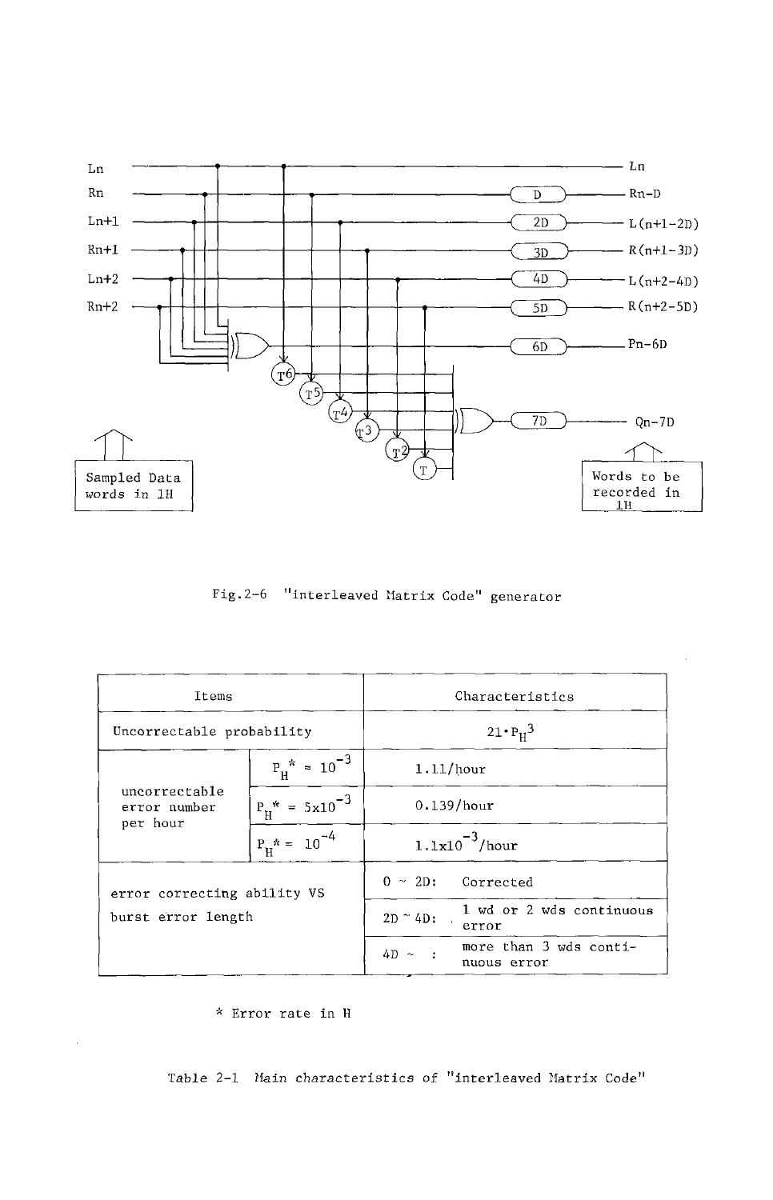Ln

Rn

Ln+1

Rn+1

Ln+2

Rn+2

D

2D

3D

4D

5D

6D

7D

T6

T5

T4

T3

T2

T

Ln

Rn-D

L(n+1-2D)

R(n+1-3D)

L(n+2-4D)

R(n+2-5D)

Pn-6D

Qn-7D

Sampled Data words in 1H

Words to be recorded in 1H

Fig.2-6 "interleaved Matrix Code" generator

| Items | | Characteristics |
|---|---|---|
| Uncorrectable probability | | $21 \cdot P_H^3$ |
| uncorrectable error number per hour | $P_H^* = 10^{-3}$ | 1.11/hour |
| | $P_H^* = 5\times10^{-3}$ | 0.139/hour |
| | $P_H^* = 10^{-4}$ | $1.1\times10^{-3}$/hour |
| error correcting ability VS burst error length | | 0 ~ 2D: Corrected |
| | | 2D ~ 4D: 1 wd or 2 wds continuous error |
| | | 4D ~ : more than 3 wds continuous error |

\* Error rate in H

Table 2-1 Main characteristics of "interleaved Matrix Code"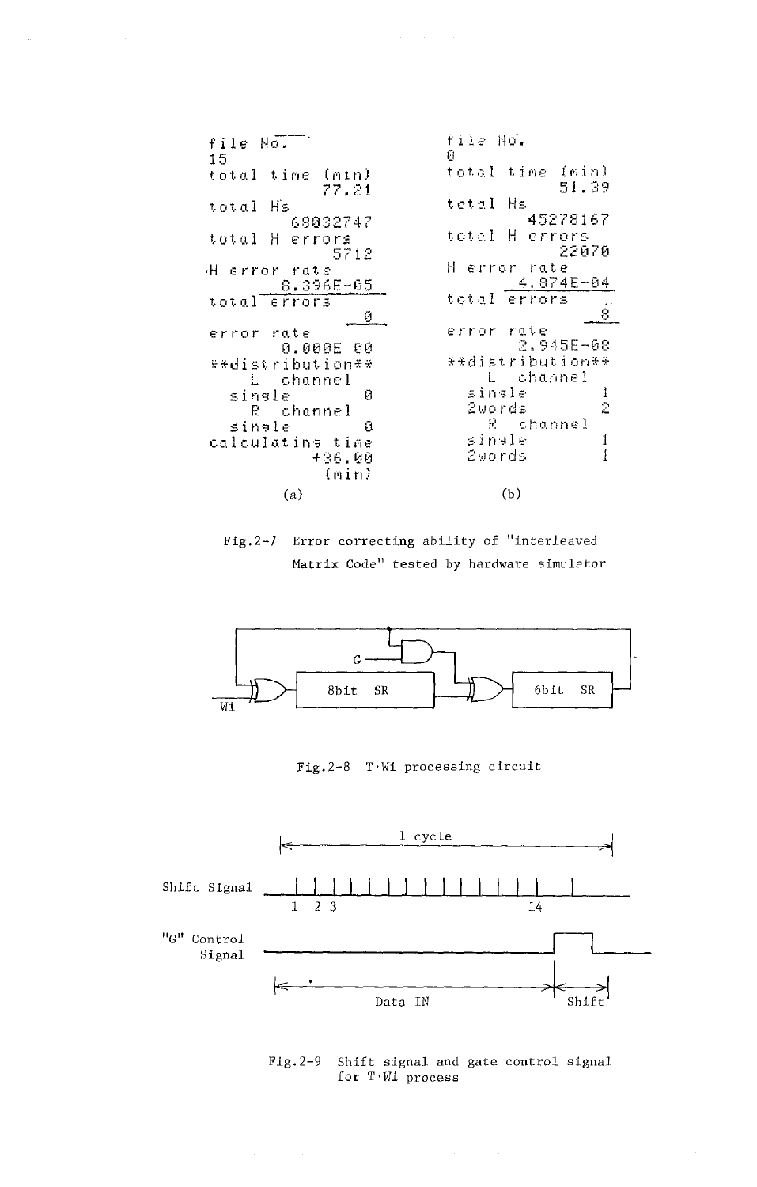```
file No.
15
total time (min)
            77.21
total Hs
         68032747
total H errors
             5712
H error rate
        8.396E-05
total errors
                0
error rate
        0.000E 00
**distribution**
   L  channel
  single        0
   R  channel
  single        0
calculating time
           +36.00
            (min)
```

(a)

```
file No.
0
total time (min)
            51.39
total Hs
         45278167
total H errors
            22070
H error rate
        4.874E-04
total errors
                8
error rate
        2.945E-08
**distribution**
   L  channel
  single        1
  2words        2
   R  channel
  single        1
  2words        1
```

(b)

Fig.2-7 Error correcting ability of "interleaved Matrix Code" tested by hardware simulator

G

Wi

8bit SR

6bit SR

Fig.2-8 T·Wi processing circuit

1 cycle

Shift Signal

1 2 3

14

"G" Control Signal

Data IN

Shift

Fig.2-9 Shift signal and gate control signal for T·Wi process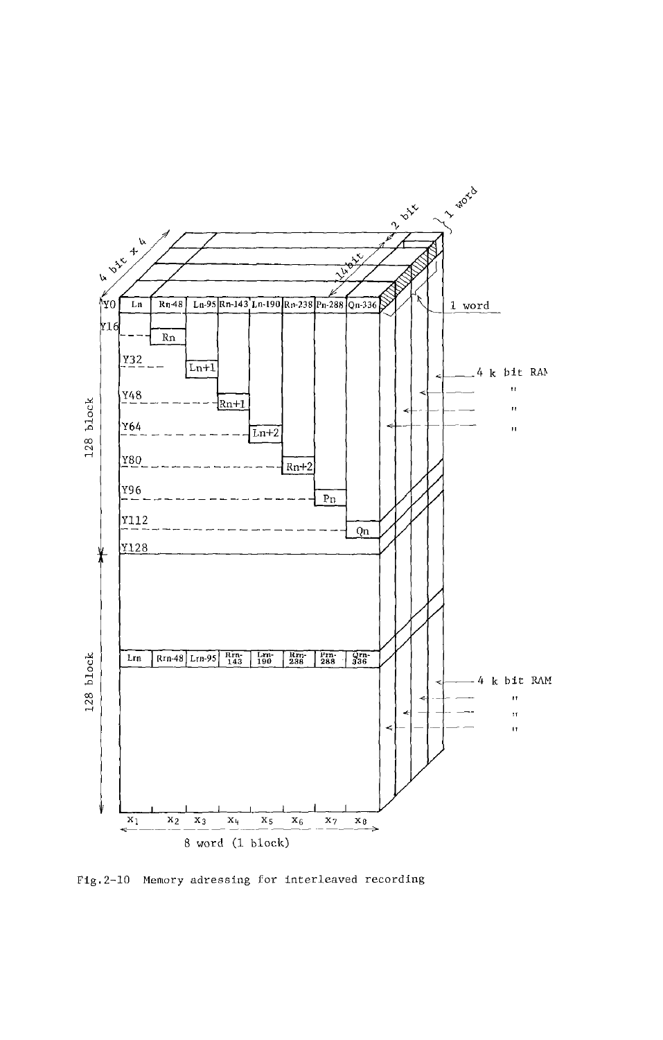Fig.2-10 Memory adressing for interleaved recording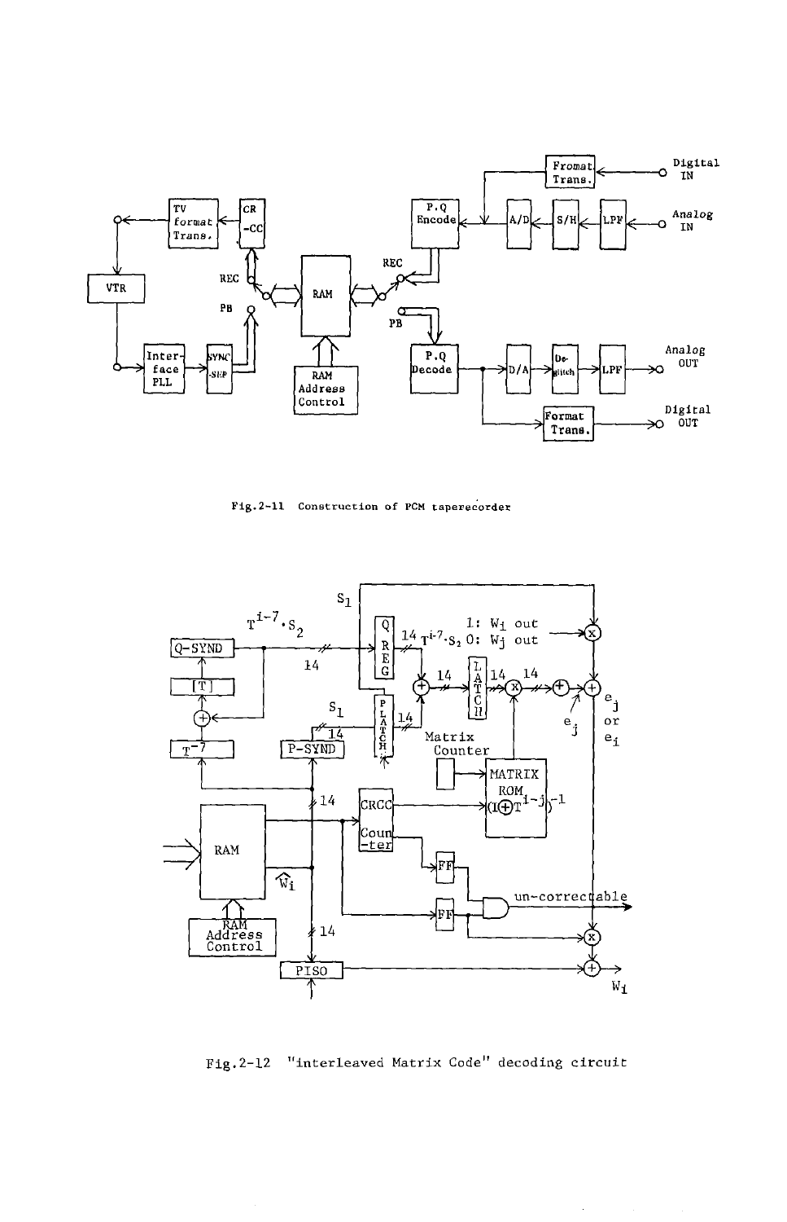Fig.2-11 Construction of PCM taperecorder

Fig.2-12 "interleaved Matrix Code" decoding circuit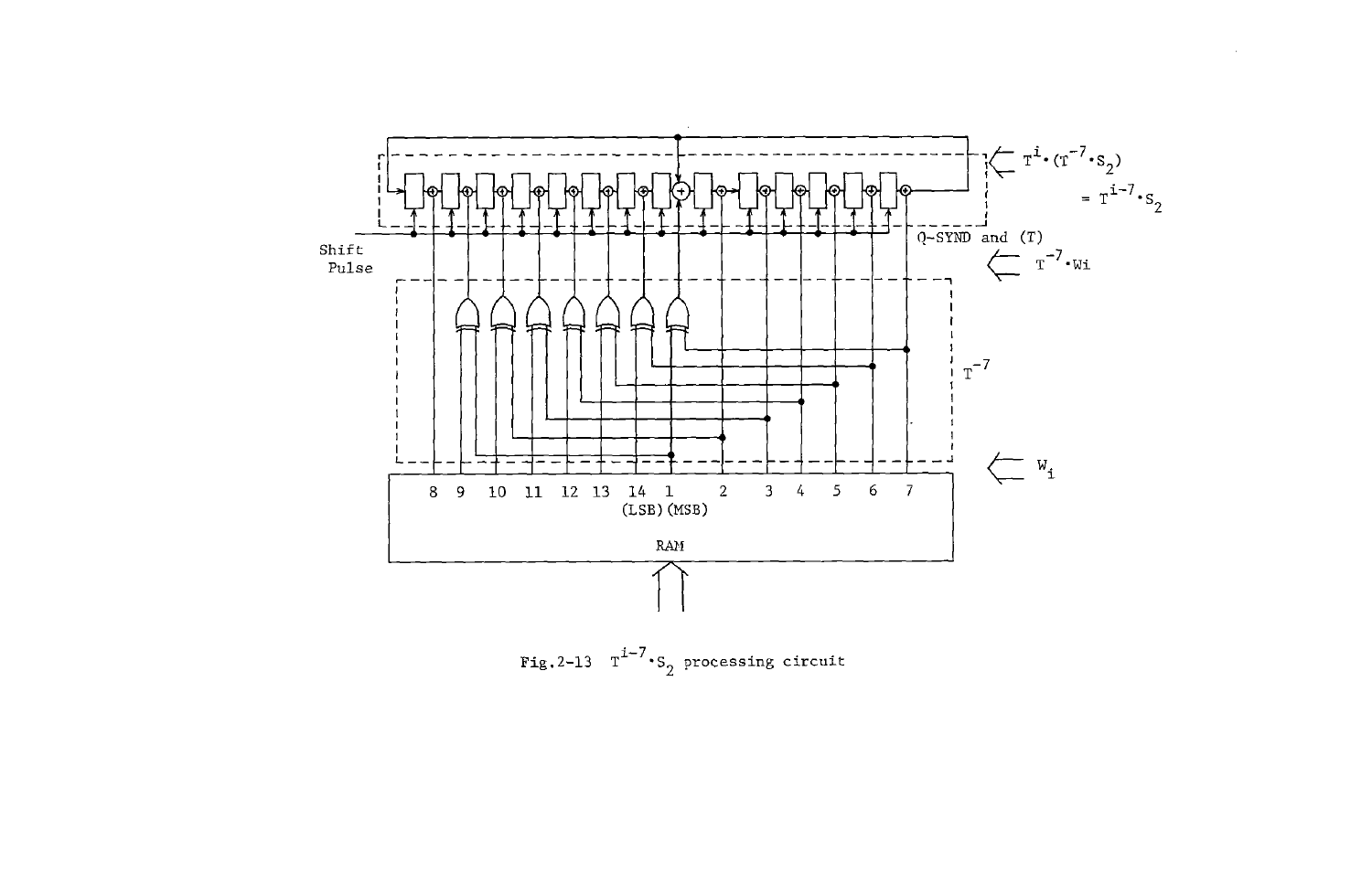$T^{i} \cdot (T^{-7} \cdot S_2)$

$= T^{i-7} \cdot S_2$

Shift Pulse

Q-SYND and (T)

$T^{-7} \cdot W_i$

$T^{-7}$

$W_i$

8 9 10 11 12 13 14 1 2 3 4 5 6 7

(LSB)(MSB)

RAM

Fig.2-13 $T^{i-7} \cdot S_2$ processing circuit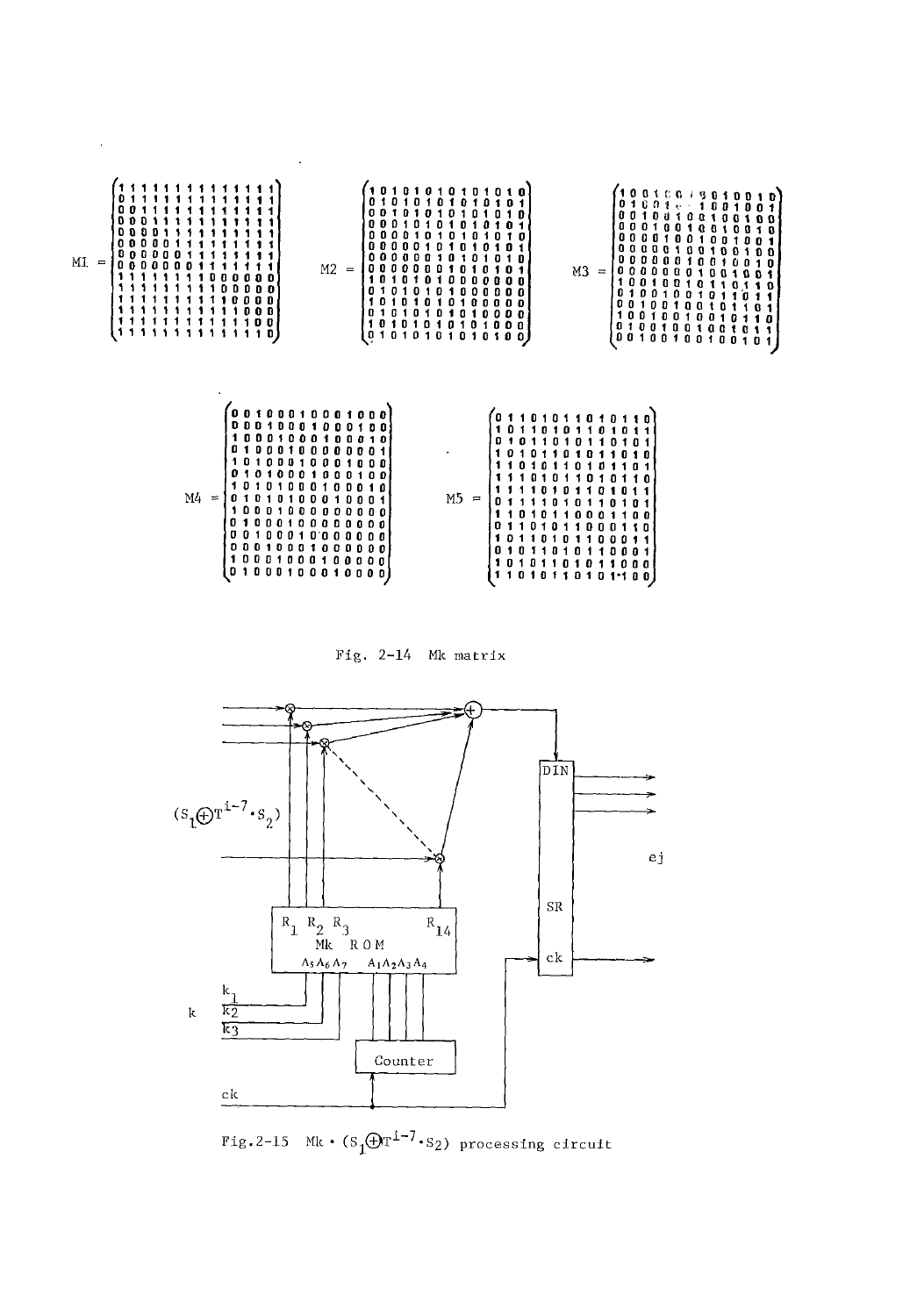$$
M1 = \begin{pmatrix}
1&1&1&1&1&1&1&1&1&1&1&1&1&1\\
0&1&1&1&1&1&1&1&1&1&1&1&1&1\\
0&0&1&1&1&1&1&1&1&1&1&1&1&1\\
0&0&0&1&1&1&1&1&1&1&1&1&1&1\\
0&0&0&0&1&1&1&1&1&1&1&1&1&1\\
0&0&0&0&0&1&1&1&1&1&1&1&1&1\\
0&0&0&0&0&0&1&1&1&1&1&1&1&1\\
0&0&0&0&0&0&0&1&1&1&1&1&1&1\\
1&1&1&1&1&1&1&1&0&0&0&0&0&0\\
1&1&1&1&1&1&1&1&1&0&0&0&0&0\\
1&1&1&1&1&1&1&1&1&1&0&0&0&0\\
1&1&1&1&1&1&1&1&1&1&1&0&0&0\\
1&1&1&1&1&1&1&1&1&1&1&1&0&0\\
1&1&1&1&1&1&1&1&1&1&1&1&1&0
\end{pmatrix}
\quad
M2 = \begin{pmatrix}
1&0&1&0&1&0&1&0&1&0&1&0&1&0\\
0&1&0&1&0&1&0&1&0&1&0&1&0&1\\
0&0&1&0&1&0&1&0&1&0&1&0&1&0\\
0&0&0&1&0&1&0&1&0&1&0&1&0&1\\
0&0&0&0&1&0&1&0&1&0&1&0&1&0\\
0&0&0&0&0&1&0&1&0&1&0&1&0&1\\
0&0&0&0&0&0&1&0&1&0&1&0&1&0\\
0&0&0&0&0&0&0&1&0&1&0&1&0&1\\
1&0&1&0&1&0&1&0&0&0&0&0&0&0\\
0&1&0&1&0&1&0&1&0&0&0&0&0&0\\
1&0&1&0&1&0&1&0&1&0&0&0&0&0\\
0&1&0&1&0&1&0&1&0&1&0&0&0&0\\
1&0&1&0&1&0&1&0&1&0&1&0&0&0\\
0&1&0&1&0&1&0&1&0&1&0&1&0&0
\end{pmatrix}
$$

$$
M3 = \begin{pmatrix}
1&0&0&1&0&0&1&0&0&1&0&0&1&0\\
0&1&0&0&1&0&0&1&0&0&1&0&0&1\\
0&0&1&0&0&1&0&0&1&0&0&1&0&0\\
0&0&0&1&0&0&1&0&0&1&0&0&1&0\\
0&0&0&0&1&0&0&1&0&0&1&0&0&1\\
0&0&0&0&0&1&0&0&1&0&0&1&0&0\\
0&0&0&0&0&0&1&0&0&1&0&0&1&0\\
0&0&0&0&0&0&0&1&0&0&1&0&0&1\\
1&0&0&1&0&0&1&0&1&1&0&1&1&0\\
0&1&0&0&1&0&0&1&0&1&1&0&1&1\\
0&0&1&0&0&1&0&0&1&0&1&1&0&1\\
1&0&0&1&0&0&1&0&0&1&0&1&1&0\\
0&1&0&0&1&0&0&1&0&0&1&0&1&1\\
0&0&1&0&0&1&0&0&1&0&0&1&0&1
\end{pmatrix}
\quad
M4 = \begin{pmatrix}
0&0&1&0&0&0&1&0&0&0&1&0&0&0\\
0&0&0&1&0&0&0&1&0&0&0&1&0&0\\
1&0&0&0&1&0&0&0&1&0&0&0&1&0\\
0&1&0&0&0&1&0&0&0&1&0&0&0&1\\
1&0&1&0&0&0&1&0&0&0&1&0&0&0\\
0&1&0&1&0&0&0&1&0&0&0&1&0&0\\
1&0&1&0&1&0&0&0&1&0&0&0&1&0\\
0&1&0&1&0&1&0&0&0&1&0&0&0&1\\
1&0&0&0&1&0&0&0&0&0&0&0&0&0\\
0&1&0&0&0&1&0&0&0&0&0&0&0&0\\
0&0&1&0&0&0&1&0&0&0&0&0&0&0\\
0&0&0&1&0&0&0&1&0&0&0&0&0&0\\
1&0&0&0&1&0&0&0&1&0&0&0&0&0\\
0&1&0&0&0&1&0&0&0&1&0&0&0&0
\end{pmatrix}
$$

$$
M5 = \begin{pmatrix}
0&1&1&0&1&0&1&1&0&1&0&1&1&0\\
1&0&1&1&0&1&0&1&1&0&1&0&1&1\\
0&1&0&1&1&0&1&0&1&1&0&1&0&1\\
1&0&1&0&1&1&0&1&0&1&1&0&1&0\\
1&1&0&1&0&1&1&0&1&0&1&1&0&1\\
1&1&1&0&1&0&1&1&0&1&0&1&1&0\\
1&1&1&1&0&1&0&1&1&0&1&0&1&1\\
0&1&1&1&1&0&1&0&1&1&0&1&0&1\\
1&1&0&1&0&1&1&0&0&0&1&1&0&0\\
0&1&1&0&1&0&1&1&0&0&0&1&1&0\\
1&0&1&1&0&1&0&1&1&0&0&0&1&1\\
0&1&0&1&1&0&1&0&1&1&0&0&0&1\\
1&0&1&0&1&1&0&1&0&1&1&0&0&0\\
1&1&0&1&0&1&1&0&1&0&1&1&0&0
\end{pmatrix}
$$

Fig. 2-14 Mk matrix

$(S_1 \oplus T^{i-7} \cdot S_2)$

DIN

SR

ck

ej

$R_1$ $R_2$ $R_3$ $R_{14}$

Mk ROM

$A_5 A_6 A_7$ $A_1 A_2 A_3 A_4$

k $k_1$ $k_2$ $k_3$

Counter

ck

Fig.2-15 $Mk \cdot (S_1 \oplus T^{i-7} \cdot S_2)$ processing circuit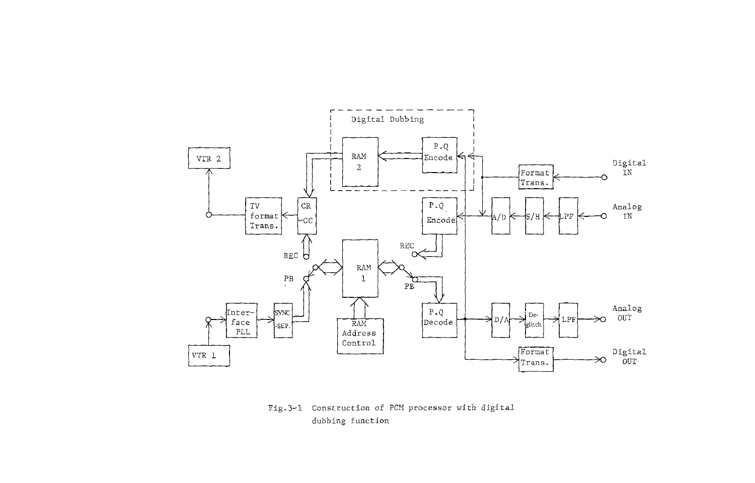Digital Dubbing

RAM 2

P.Q Encode

VTR 2

Format Trans.

Digital IN

TV format Trans.

CR -CC

P.Q Encode

A/D

S/H

LPF

Analog IN

REC

REC

RAM 1

PB

PB

Inter-face PLL

SYNC -SEP.

P.Q Decode

D/A

De-glitch

LPF

Analog OUT

RAM Address Control

VTR 1

Format Trans.

Digital OUT

Fig.3-1 Construction of PCM processor with digital dubbing function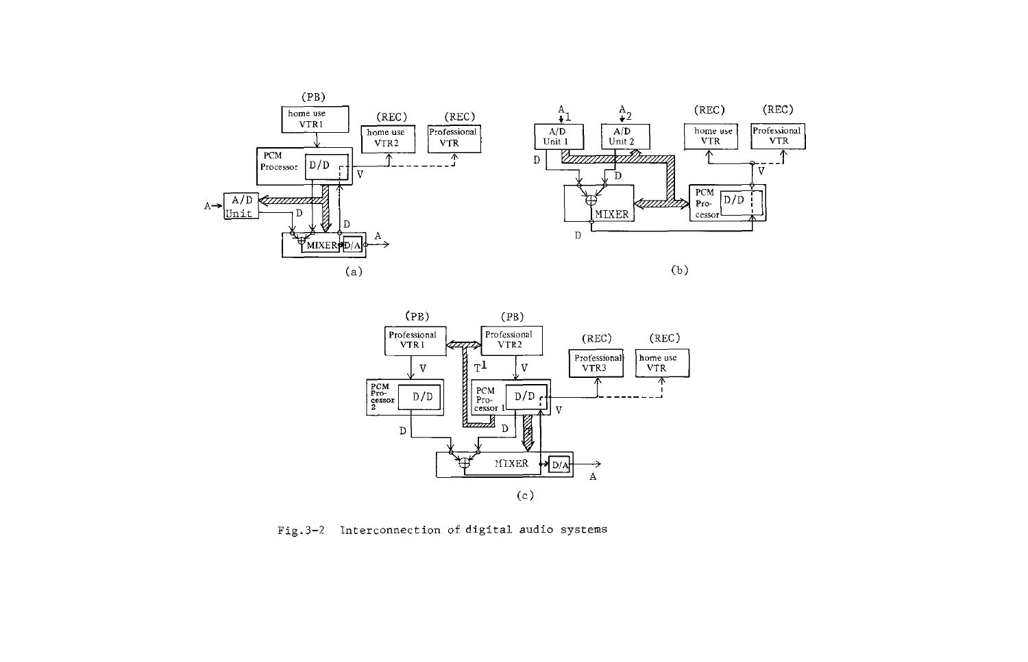(PB)

home use VTR1

(REC)

home use VTR2

(REC)

Professional VTR

PCM Processor

D/D

V

A

A/D Unit

D

D

MIXER

D/A

A

(a)

$A_1$

$A_2$

A/D Unit 1

A/D Unit 2

(REC)

home use VTR

(REC)

Professional VTR

D

D

V

MIXER

PCM Processor

D/D

D

(b)

(PB)

Professional VTR1

(PB)

Professional VTR2

(REC)

Professional VTR3

(REC)

home use VTR

V

T1

V

PCM Processor 2

D/D

PCM Processor 1

D/D

V

D

D

MIXER

D/A

A

(c)

Fig.3-2 Interconnection of digital audio systems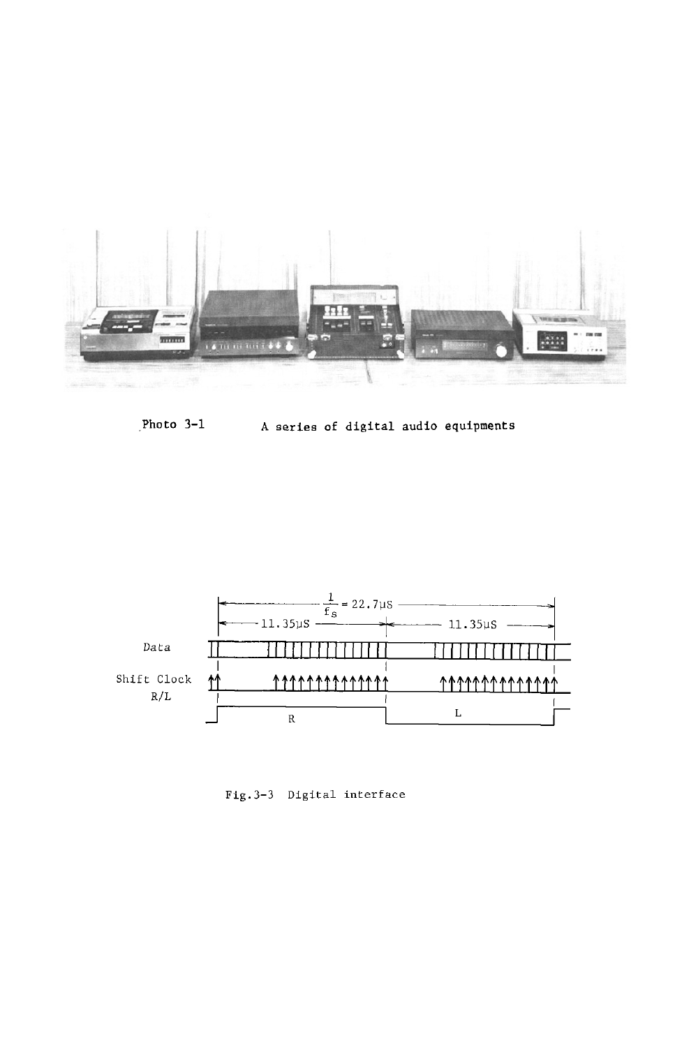Photo 3-1 A series of digital audio equipments

$\frac{1}{f_s} = 22.7\mu S$

11.35μS

11.35μS

Data

Shift Clock

R/L

R

L

Fig.3-3 Digital interface